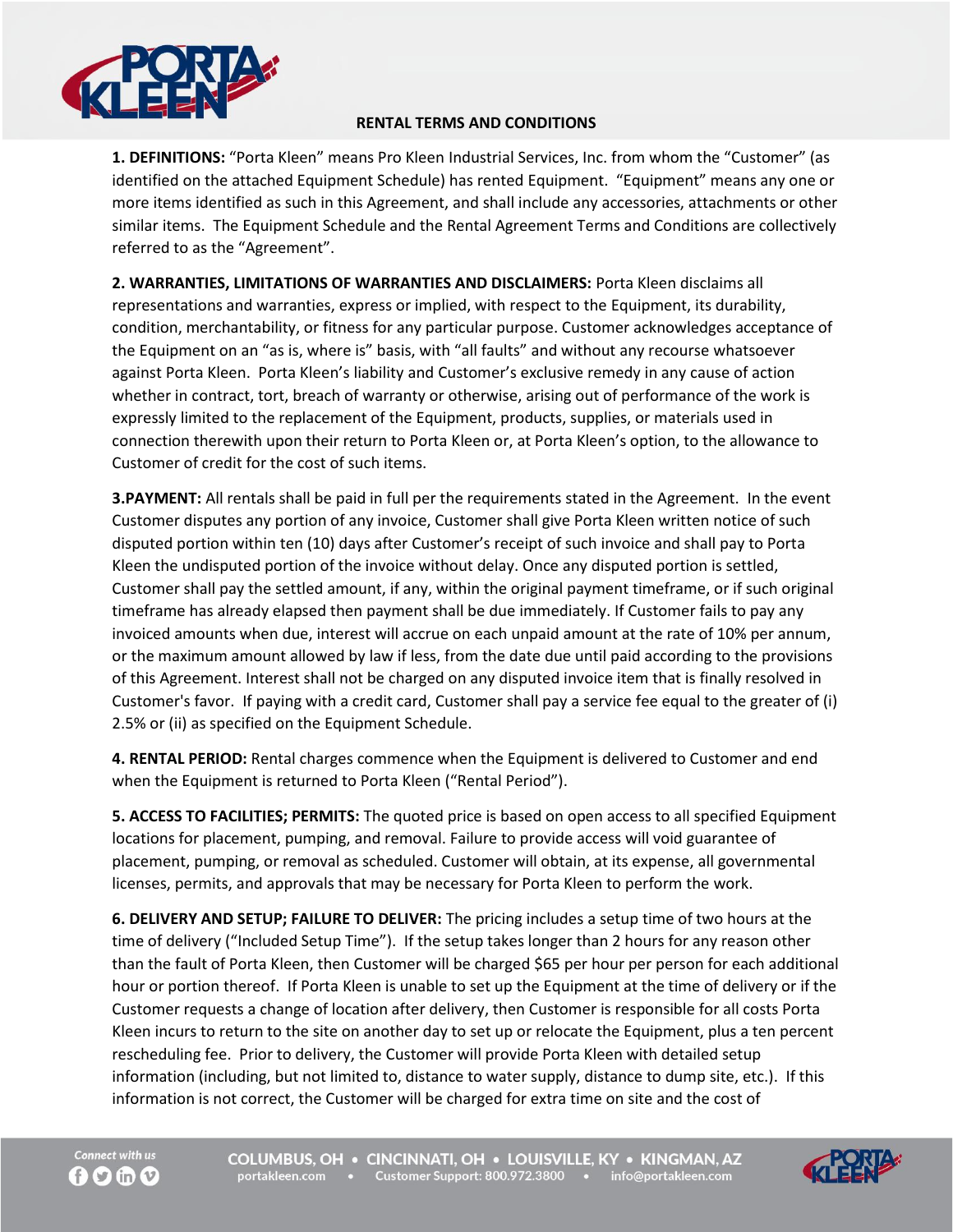# RENTAL TERMS AND CONDITIONS

**1. DEFINITIONS:** "Porta Kleen" means Pro Kleen Industrial Services, Inc. from whom the "Customer" (as identified on the attached Equipment Schedule) has rented Equipment. "Equipment" means any one or more items identified as such in this Agreement, and shall include any accessories, attachments or other similar items. The Equipment Schedule and the Rental Agreement Terms and Conditions are collectively referred to as the "Agreement".

**2. WARRANTIES, LIMITATIONS OF WARRANTIES AND DISCLAIMERS:** Porta Kleen disclaims all representations and warranties, express or implied, with respect to the Equipment, its durability, condition, merchantability, or fitness for any particular purpose. Customer acknowledges acceptance of the Equipment on an "as is, where is" basis, with "all faults" and without any recourse whatsoever against Porta Kleen. Porta Kleen's liability and Customer's exclusive remedy in any cause of action whether in contract, tort, breach of warranty or otherwise, arising out of performance of the work is expressly limited to the replacement of the Equipment, products, supplies, or materials used in connection therewith upon their return to Porta Kleen or, at Porta Kleen's option, to the allowance to Customer of credit for the cost of such items.

**3.PAYMENT:** All rentals shall be paid in full per the requirements stated in the Agreement. In the event Customer disputes any portion of any invoice, Customer shall give Porta Kleen written notice of such disputed portion within ten (10) days after Customer's receipt of such invoice and shall pay to Porta Kleen the undisputed portion of the invoice without delay. Once any disputed portion is settled, Customer shall pay the settled amount, if any, within the original payment timeframe, or if such original timeframe has already elapsed then payment shall be due immediately. If Customer fails to pay any invoiced amounts when due, interest will accrue on each unpaid amount at the rate of 10% per annum, or the maximum amount allowed by law if less, from the date due until paid according to the provisions of this Agreement. Interest shall not be charged on any disputed invoice item that is finally resolved in Customer's favor. If paying with a credit card, Customer shall pay a service fee equal to the greater of (i) 2.5% or (ii) as specified on the Equipment Schedule.

**4. RENTAL PERIOD:** Rental charges commence when the Equipment is delivered to Customer and end when the Equipment is returned to Porta Kleen ("Rental Period").

**5. ACCESS TO FACILITIES; PERMITS:** The quoted price is based on open access to all specified Equipment locations for placement, pumping, and removal. Failure to provide access will void guarantee of placement, pumping, or removal as scheduled. Customer will obtain, at its expense, all governmental licenses, permits, and approvals that may be necessary for Porta Kleen to perform the work.

**6. DELIVERY AND SETUP; FAILURE TO DELIVER:** The pricing includes a setup time of two hours at the time of delivery ("Included Setup Time"). If the setup takes longer than 2 hours for any reason other than the fault of Porta Kleen, then Customer will be charged $65 per hour per person for each additional hour or portion thereof. If Porta Kleen is unable to set up the Equipment at the time of delivery or if the Customer requests a change of location after delivery, then Customer is responsible for all costs Porta Kleen incurs to return to the site on another day to set up or relocate the Equipment, plus a ten percent rescheduling fee. Prior to delivery, the Customer will provide Porta Kleen with detailed setup information (including, but not limited to, distance to water supply, distance to dump site, etc.). If this information is not correct, the Customer will be charged for extra time on site and the cost of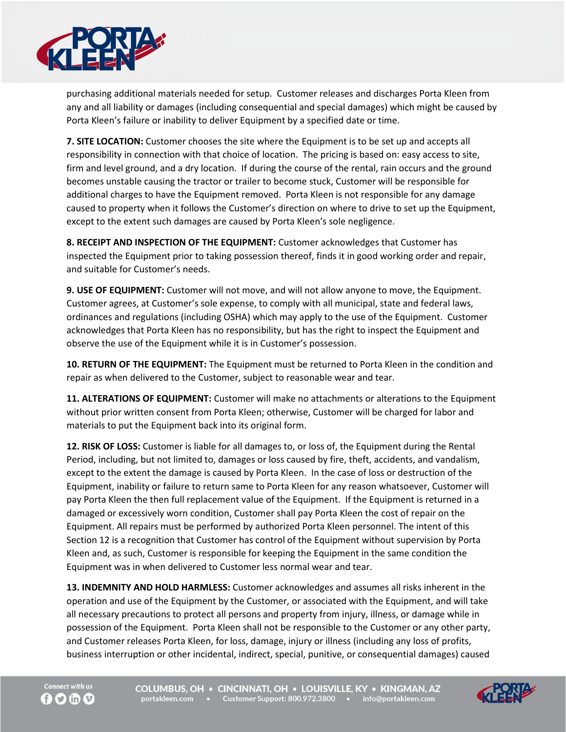purchasing additional materials needed for setup. Customer releases and discharges Porta Kleen from any and all liability or damages (including consequential and special damages) which might be caused by Porta Kleen's failure or inability to deliver Equipment by a specified date or time.

**7. SITE LOCATION:** Customer chooses the site where the Equipment is to be set up and accepts all responsibility in connection with that choice of location. The pricing is based on: easy access to site, firm and level ground, and a dry location. If during the course of the rental, rain occurs and the ground becomes unstable causing the tractor or trailer to become stuck, Customer will be responsible for additional charges to have the Equipment removed. Porta Kleen is not responsible for any damage caused to property when it follows the Customer's direction on where to drive to set up the Equipment, except to the extent such damages are caused by Porta Kleen's sole negligence.

**8. RECEIPT AND INSPECTION OF THE EQUIPMENT:** Customer acknowledges that Customer has inspected the Equipment prior to taking possession thereof, finds it in good working order and repair, and suitable for Customer's needs.

**9. USE OF EQUIPMENT:** Customer will not move, and will not allow anyone to move, the Equipment. Customer agrees, at Customer's sole expense, to comply with all municipal, state and federal laws, ordinances and regulations (including OSHA) which may apply to the use of the Equipment. Customer acknowledges that Porta Kleen has no responsibility, but has the right to inspect the Equipment and observe the use of the Equipment while it is in Customer's possession.

**10. RETURN OF THE EQUIPMENT:** The Equipment must be returned to Porta Kleen in the condition and repair as when delivered to the Customer, subject to reasonable wear and tear.

**11. ALTERATIONS OF EQUIPMENT:** Customer will make no attachments or alterations to the Equipment without prior written consent from Porta Kleen; otherwise, Customer will be charged for labor and materials to put the Equipment back into its original form.

**12. RISK OF LOSS:** Customer is liable for all damages to, or loss of, the Equipment during the Rental Period, including, but not limited to, damages or loss caused by fire, theft, accidents, and vandalism, except to the extent the damage is caused by Porta Kleen. In the case of loss or destruction of the Equipment, inability or failure to return same to Porta Kleen for any reason whatsoever, Customer will pay Porta Kleen the then full replacement value of the Equipment. If the Equipment is returned in a damaged or excessively worn condition, Customer shall pay Porta Kleen the cost of repair on the Equipment. All repairs must be performed by authorized Porta Kleen personnel. The intent of this Section 12 is a recognition that Customer has control of the Equipment without supervision by Porta Kleen and, as such, Customer is responsible for keeping the Equipment in the same condition the Equipment was in when delivered to Customer less normal wear and tear.

**13. INDEMNITY AND HOLD HARMLESS:** Customer acknowledges and assumes all risks inherent in the operation and use of the Equipment by the Customer, or associated with the Equipment, and will take all necessary precautions to protect all persons and property from injury, illness, or damage while in possession of the Equipment. Porta Kleen shall not be responsible to the Customer or any other party, and Customer releases Porta Kleen, for loss, damage, injury or illness (including any loss of profits, business interruption or other incidental, indirect, special, punitive, or consequential damages) caused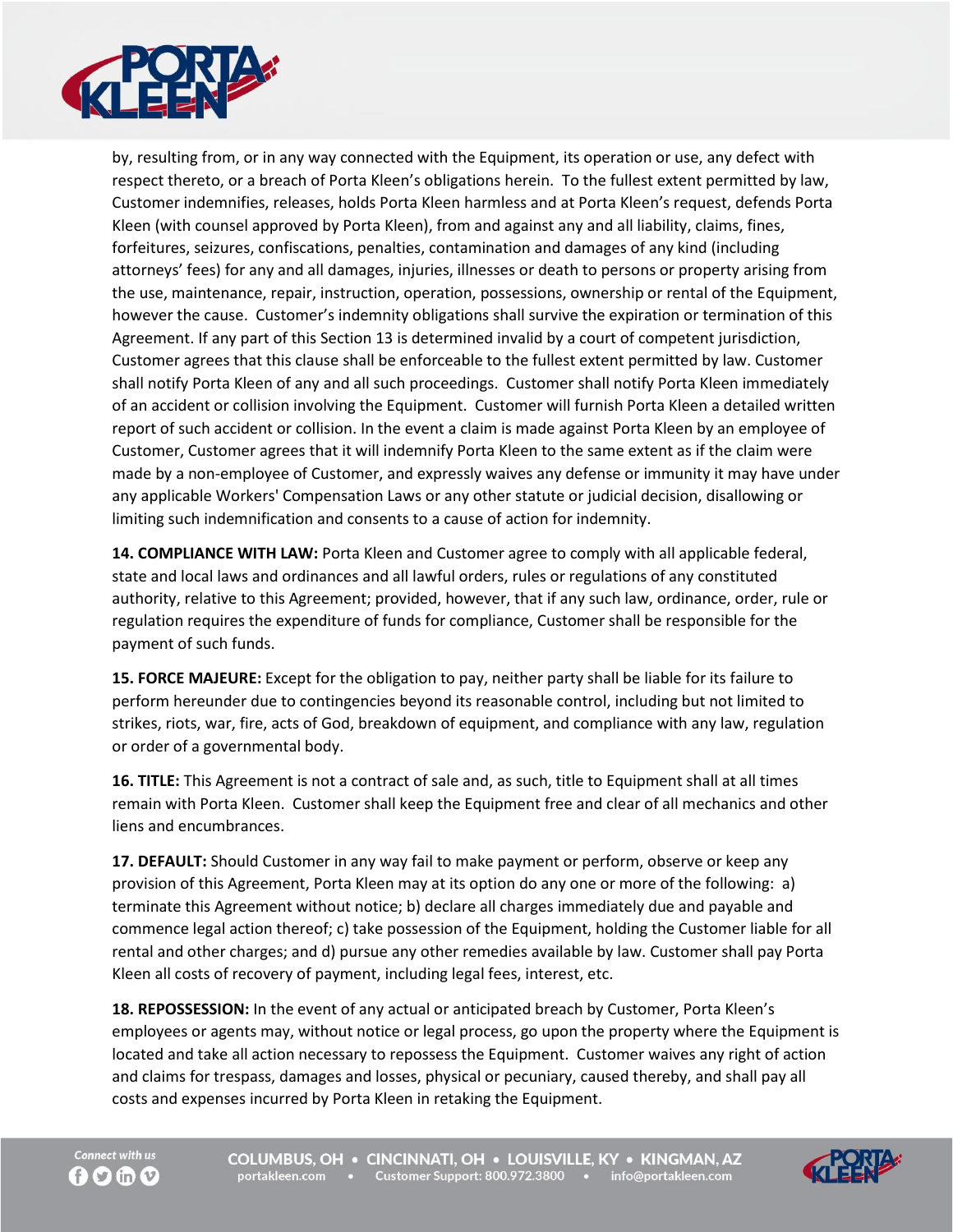by, resulting from, or in any way connected with the Equipment, its operation or use, any defect with respect thereto, or a breach of Porta Kleen's obligations herein. To the fullest extent permitted by law, Customer indemnifies, releases, holds Porta Kleen harmless and at Porta Kleen's request, defends Porta Kleen (with counsel approved by Porta Kleen), from and against any and all liability, claims, fines, forfeitures, seizures, confiscations, penalties, contamination and damages of any kind (including attorneys' fees) for any and all damages, injuries, illnesses or death to persons or property arising from the use, maintenance, repair, instruction, operation, possessions, ownership or rental of the Equipment, however the cause. Customer's indemnity obligations shall survive the expiration or termination of this Agreement. If any part of this Section 13 is determined invalid by a court of competent jurisdiction, Customer agrees that this clause shall be enforceable to the fullest extent permitted by law. Customer shall notify Porta Kleen of any and all such proceedings. Customer shall notify Porta Kleen immediately of an accident or collision involving the Equipment. Customer will furnish Porta Kleen a detailed written report of such accident or collision. In the event a claim is made against Porta Kleen by an employee of Customer, Customer agrees that it will indemnify Porta Kleen to the same extent as if the claim were made by a non-employee of Customer, and expressly waives any defense or immunity it may have under any applicable Workers' Compensation Laws or any other statute or judicial decision, disallowing or limiting such indemnification and consents to a cause of action for indemnity.

**14. COMPLIANCE WITH LAW:** Porta Kleen and Customer agree to comply with all applicable federal, state and local laws and ordinances and all lawful orders, rules or regulations of any constituted authority, relative to this Agreement; provided, however, that if any such law, ordinance, order, rule or regulation requires the expenditure of funds for compliance, Customer shall be responsible for the payment of such funds.

**15. FORCE MAJEURE:** Except for the obligation to pay, neither party shall be liable for its failure to perform hereunder due to contingencies beyond its reasonable control, including but not limited to strikes, riots, war, fire, acts of God, breakdown of equipment, and compliance with any law, regulation or order of a governmental body.

**16. TITLE:** This Agreement is not a contract of sale and, as such, title to Equipment shall at all times remain with Porta Kleen. Customer shall keep the Equipment free and clear of all mechanics and other liens and encumbrances.

**17. DEFAULT:** Should Customer in any way fail to make payment or perform, observe or keep any provision of this Agreement, Porta Kleen may at its option do any one or more of the following: a) terminate this Agreement without notice; b) declare all charges immediately due and payable and commence legal action thereof; c) take possession of the Equipment, holding the Customer liable for all rental and other charges; and d) pursue any other remedies available by law. Customer shall pay Porta Kleen all costs of recovery of payment, including legal fees, interest, etc.

**18. REPOSSESSION:** In the event of any actual or anticipated breach by Customer, Porta Kleen's employees or agents may, without notice or legal process, go upon the property where the Equipment is located and take all action necessary to repossess the Equipment. Customer waives any right of action and claims for trespass, damages and losses, physical or pecuniary, caused thereby, and shall pay all costs and expenses incurred by Porta Kleen in retaking the Equipment.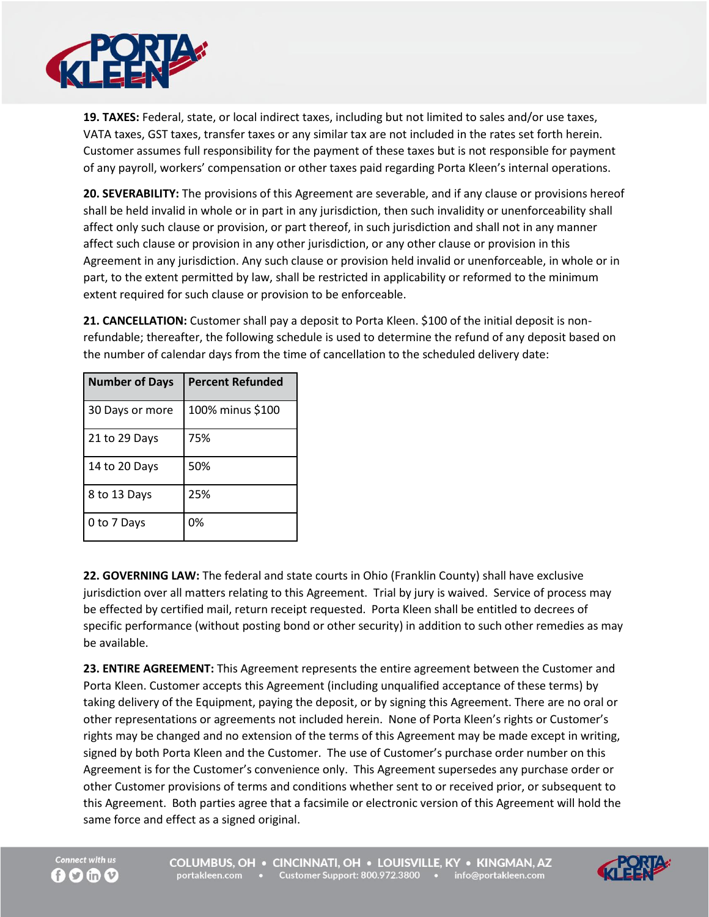**19. TAXES:** Federal, state, or local indirect taxes, including but not limited to sales and/or use taxes, VATA taxes, GST taxes, transfer taxes or any similar tax are not included in the rates set forth herein. Customer assumes full responsibility for the payment of these taxes but is not responsible for payment of any payroll, workers' compensation or other taxes paid regarding Porta Kleen's internal operations.

**20. SEVERABILITY:** The provisions of this Agreement are severable, and if any clause or provisions hereof shall be held invalid in whole or in part in any jurisdiction, then such invalidity or unenforceability shall affect only such clause or provision, or part thereof, in such jurisdiction and shall not in any manner affect such clause or provision in any other jurisdiction, or any other clause or provision in this Agreement in any jurisdiction. Any such clause or provision held invalid or unenforceable, in whole or in part, to the extent permitted by law, shall be restricted in applicability or reformed to the minimum extent required for such clause or provision to be enforceable.

**21. CANCELLATION:** Customer shall pay a deposit to Porta Kleen. $100 of the initial deposit is non-refundable; thereafter, the following schedule is used to determine the refund of any deposit based on the number of calendar days from the time of cancellation to the scheduled delivery date:

| Number of Days | Percent Refunded |
| --- | --- |
| 30 Days or more | 100% minus $100 |
| 21 to 29 Days | 75% |
| 14 to 20 Days | 50% |
| 8 to 13 Days | 25% |
| 0 to 7 Days | 0% |

**22. GOVERNING LAW:** The federal and state courts in Ohio (Franklin County) shall have exclusive jurisdiction over all matters relating to this Agreement. Trial by jury is waived. Service of process may be effected by certified mail, return receipt requested. Porta Kleen shall be entitled to decrees of specific performance (without posting bond or other security) in addition to such other remedies as may be available.

**23. ENTIRE AGREEMENT:** This Agreement represents the entire agreement between the Customer and Porta Kleen. Customer accepts this Agreement (including unqualified acceptance of these terms) by taking delivery of the Equipment, paying the deposit, or by signing this Agreement. There are no oral or other representations or agreements not included herein. None of Porta Kleen's rights or Customer's rights may be changed and no extension of the terms of this Agreement may be made except in writing, signed by both Porta Kleen and the Customer. The use of Customer's purchase order number on this Agreement is for the Customer's convenience only. This Agreement supersedes any purchase order or other Customer provisions of terms and conditions whether sent to or received prior, or subsequent to this Agreement. Both parties agree that a facsimile or electronic version of this Agreement will hold the same force and effect as a signed original.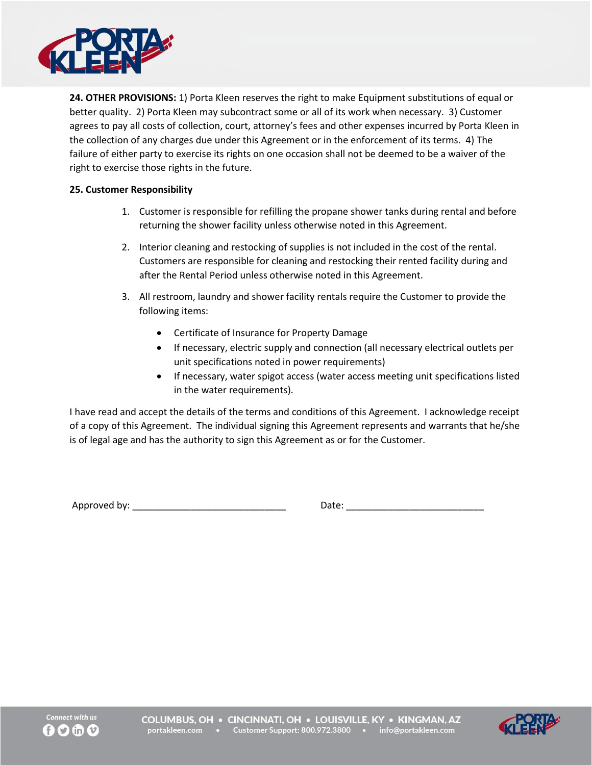**24. OTHER PROVISIONS:** 1) Porta Kleen reserves the right to make Equipment substitutions of equal or better quality. 2) Porta Kleen may subcontract some or all of its work when necessary. 3) Customer agrees to pay all costs of collection, court, attorney's fees and other expenses incurred by Porta Kleen in the collection of any charges due under this Agreement or in the enforcement of its terms. 4) The failure of either party to exercise its rights on one occasion shall not be deemed to be a waiver of the right to exercise those rights in the future.

**25. Customer Responsibility**

1. Customer is responsible for refilling the propane shower tanks during rental and before returning the shower facility unless otherwise noted in this Agreement.
2. Interior cleaning and restocking of supplies is not included in the cost of the rental. Customers are responsible for cleaning and restocking their rented facility during and after the Rental Period unless otherwise noted in this Agreement.
3. All restroom, laundry and shower facility rentals require the Customer to provide the following items:
   - Certificate of Insurance for Property Damage
   - If necessary, electric supply and connection (all necessary electrical outlets per unit specifications noted in power requirements)
   - If necessary, water spigot access (water access meeting unit specifications listed in the water requirements).

I have read and accept the details of the terms and conditions of this Agreement. I acknowledge receipt of a copy of this Agreement. The individual signing this Agreement represents and warrants that he/she is of legal age and has the authority to sign this Agreement as or for the Customer.

Approved by: ______________________________ Date: ___________________________